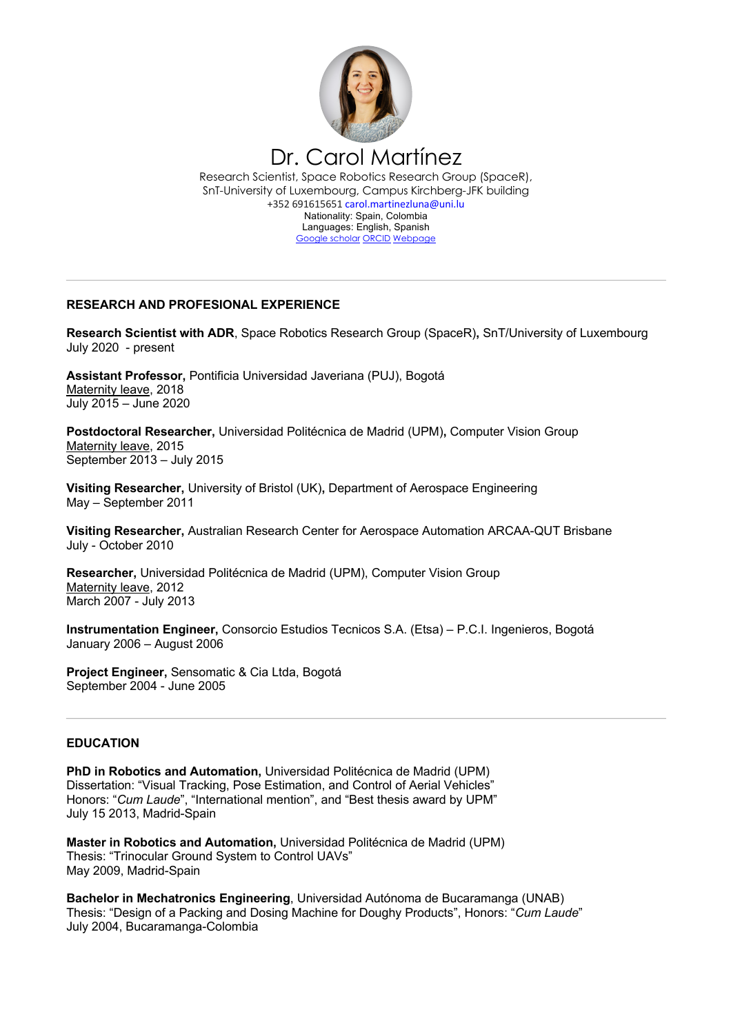# Dr. Carol Martínez

Research Scientist, Space Robotics Research Group (SpaceR),
SnT-University of Luxembourg, Campus Kirchberg-JFK building
+352 691615651 carol.martinezluna@uni.lu
Nationality: Spain, Colombia
Languages: English, Spanish
Google scholar ORCID Webpage

---

## RESEARCH AND PROFESIONAL EXPERIENCE

**Research Scientist with ADR**, Space Robotics Research Group (SpaceR)**,** SnT/University of Luxembourg
July 2020 - present

**Assistant Professor,** Pontificia Universidad Javeriana (PUJ), Bogotá
Maternity leave, 2018
July 2015 – June 2020

**Postdoctoral Researcher,** Universidad Politécnica de Madrid (UPM)**,** Computer Vision Group
Maternity leave, 2015
September 2013 – July 2015

**Visiting Researcher,** University of Bristol (UK)**,** Department of Aerospace Engineering
May – September 2011

**Visiting Researcher,** Australian Research Center for Aerospace Automation ARCAA-QUT Brisbane
July - October 2010

**Researcher,** Universidad Politécnica de Madrid (UPM), Computer Vision Group
Maternity leave, 2012
March 2007 - July 2013

**Instrumentation Engineer,** Consorcio Estudios Tecnicos S.A. (Etsa) – P.C.I. Ingenieros, Bogotá
January 2006 – August 2006

**Project Engineer,** Sensomatic & Cia Ltda, Bogotá
September 2004 - June 2005

---

## EDUCATION

**PhD in Robotics and Automation,** Universidad Politécnica de Madrid (UPM)
Dissertation: "Visual Tracking, Pose Estimation, and Control of Aerial Vehicles"
Honors: "*Cum Laude*", "International mention", and "Best thesis award by UPM"
July 15 2013, Madrid-Spain

**Master in Robotics and Automation,** Universidad Politécnica de Madrid (UPM)
Thesis: "Trinocular Ground System to Control UAVs"
May 2009, Madrid-Spain

**Bachelor in Mechatronics Engineering**, Universidad Autónoma de Bucaramanga (UNAB)
Thesis: "Design of a Packing and Dosing Machine for Doughy Products", Honors: "*Cum Laude*"
July 2004, Bucaramanga-Colombia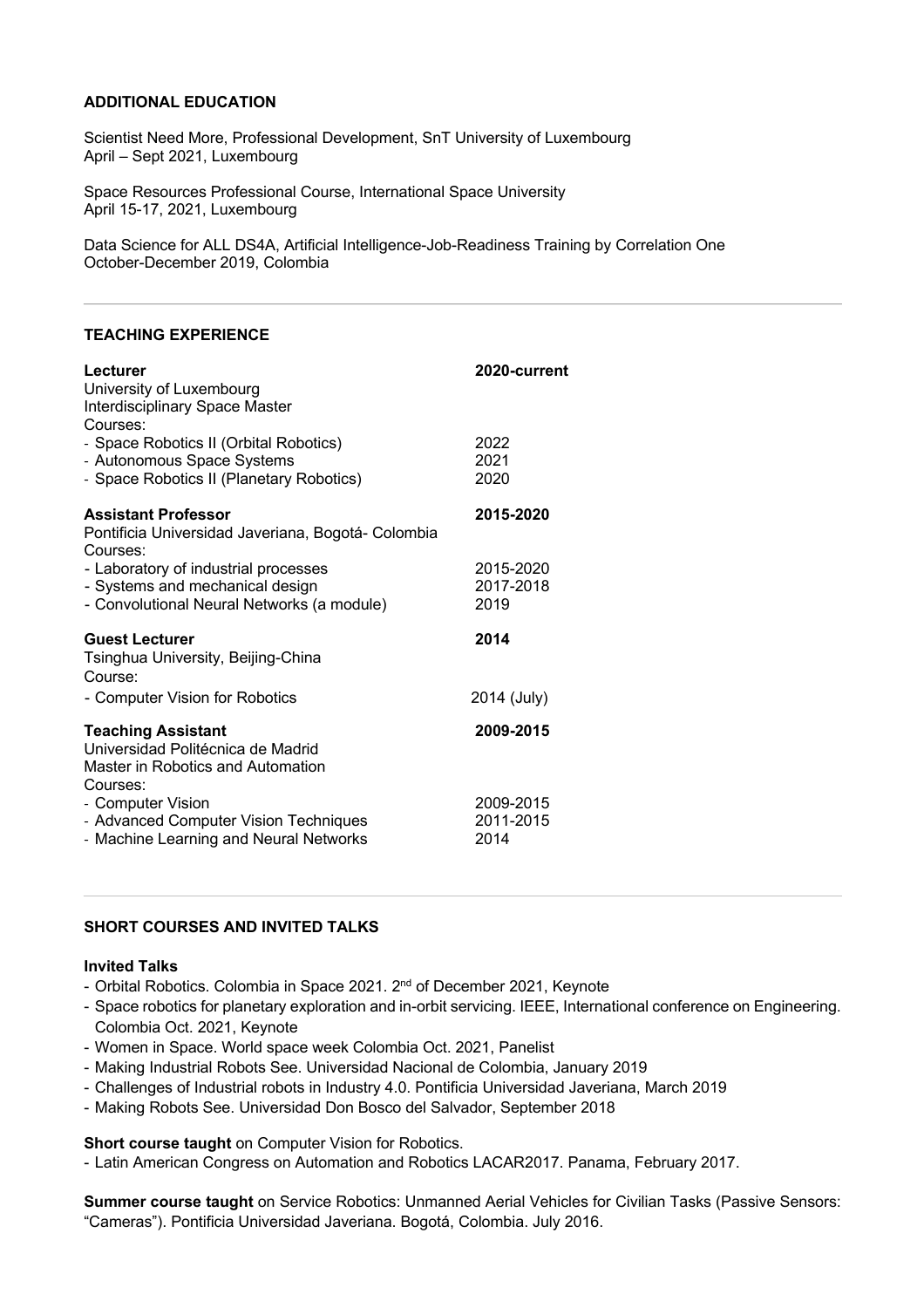## ADDITIONAL EDUCATION

Scientist Need More, Professional Development, SnT University of Luxembourg
April – Sept 2021, Luxembourg

Space Resources Professional Course, International Space University
April 15-17, 2021, Luxembourg

Data Science for ALL DS4A, Artificial Intelligence-Job-Readiness Training by Correlation One
October-December 2019, Colombia

---

## TEACHING EXPERIENCE

**Lecturer** — **2020-current**
University of Luxembourg
Interdisciplinary Space Master
Courses:
- Space Robotics II (Orbital Robotics) — 2022
- Autonomous Space Systems — 2021
- Space Robotics II (Planetary Robotics) — 2020

**Assistant Professor** — **2015-2020**
Pontificia Universidad Javeriana, Bogotá- Colombia
Courses:
- Laboratory of industrial processes — 2015-2020
- Systems and mechanical design — 2017-2018
- Convolutional Neural Networks (a module) — 2019

**Guest Lecturer** — **2014**
Tsinghua University, Beijing-China
Course:
- Computer Vision for Robotics — 2014 (July)

**Teaching Assistant** — **2009-2015**
Universidad Politécnica de Madrid
Master in Robotics and Automation
Courses:
- Computer Vision — 2009-2015
- Advanced Computer Vision Techniques — 2011-2015
- Machine Learning and Neural Networks — 2014

---

## SHORT COURSES AND INVITED TALKS

**Invited Talks**
- Orbital Robotics. Colombia in Space 2021. 2nd of December 2021, Keynote
- Space robotics for planetary exploration and in-orbit servicing. IEEE, International conference on Engineering. Colombia Oct. 2021, Keynote
- Women in Space. World space week Colombia Oct. 2021, Panelist
- Making Industrial Robots See. Universidad Nacional de Colombia, January 2019
- Challenges of Industrial robots in Industry 4.0. Pontificia Universidad Javeriana, March 2019
- Making Robots See. Universidad Don Bosco del Salvador, September 2018

**Short course taught** on Computer Vision for Robotics.
- Latin American Congress on Automation and Robotics LACAR2017. Panama, February 2017.

**Summer course taught** on Service Robotics: Unmanned Aerial Vehicles for Civilian Tasks (Passive Sensors: "Cameras"). Pontificia Universidad Javeriana. Bogotá, Colombia. July 2016.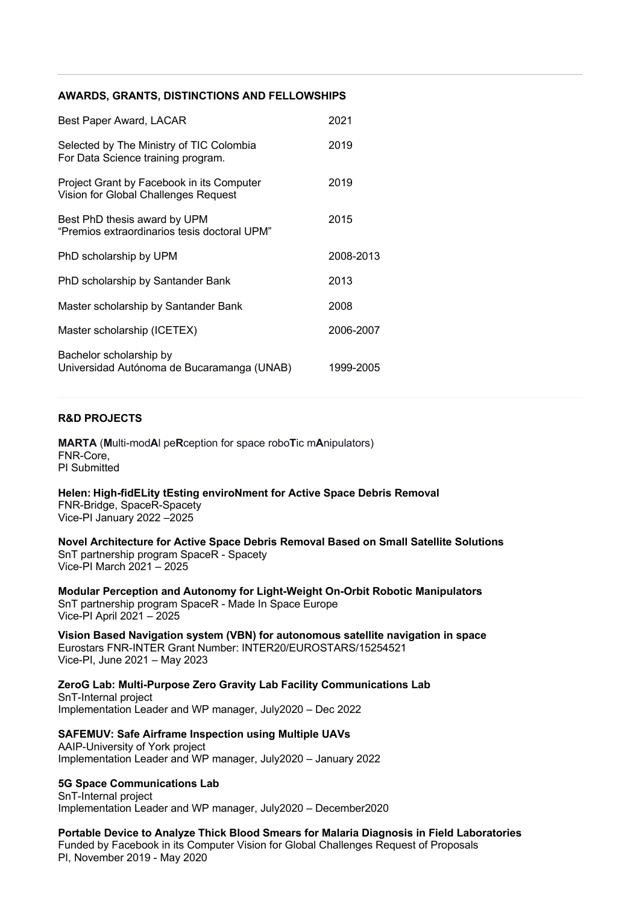## AWARDS, GRANTS, DISTINCTIONS AND FELLOWSHIPS

| | |
|---|---|
| Best Paper Award, LACAR | 2021 |
| Selected by The Ministry of TIC Colombia For Data Science training program. | 2019 |
| Project Grant by Facebook in its Computer Vision for Global Challenges Request | 2019 |
| Best PhD thesis award by UPM "Premios extraordinarios tesis doctoral UPM" | 2015 |
| PhD scholarship by UPM | 2008-2013 |
| PhD scholarship by Santander Bank | 2013 |
| Master scholarship by Santander Bank | 2008 |
| Master scholarship (ICETEX) | 2006-2007 |
| Bachelor scholarship by Universidad Autónoma de Bucaramanga (UNAB) | 1999-2005 |

## R&D PROJECTS

**MARTA** (**M**ulti-mod**A**l pe**R**ception for space robo**T**ic m**A**nipulators)
FNR-Core,
PI Submitted

**Helen: High-fidELity tEsting enviroNment for Active Space Debris Removal**
FNR-Bridge, SpaceR-Spacety
Vice-PI January 2022 –2025

**Novel Architecture for Active Space Debris Removal Based on Small Satellite Solutions**
SnT partnership program SpaceR - Spacety
Vice-PI March 2021 – 2025

**Modular Perception and Autonomy for Light-Weight On-Orbit Robotic Manipulators**
SnT partnership program SpaceR - Made In Space Europe
Vice-PI April 2021 – 2025

**Vision Based Navigation system (VBN) for autonomous satellite navigation in space**
Eurostars FNR-INTER Grant Number: INTER20/EUROSTARS/15254521
Vice-PI, June 2021 – May 2023

**ZeroG Lab: Multi-Purpose Zero Gravity Lab Facility Communications Lab**
SnT-Internal project
Implementation Leader and WP manager, July2020 – Dec 2022

**SAFEMUV: Safe Airframe Inspection using Multiple UAVs**
AAIP-University of York project
Implementation Leader and WP manager, July2020 – January 2022

**5G Space Communications Lab**
SnT-Internal project
Implementation Leader and WP manager, July2020 – December2020

**Portable Device to Analyze Thick Blood Smears for Malaria Diagnosis in Field Laboratories**
Funded by Facebook in its Computer Vision for Global Challenges Request of Proposals
PI, November 2019 - May 2020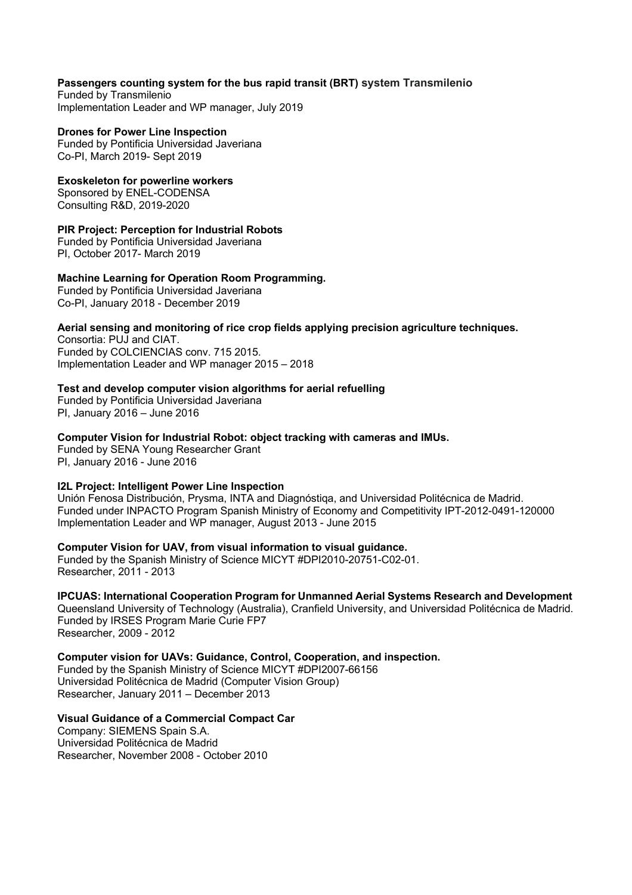**Passengers counting system for the bus rapid transit (BRT) system Transmilenio**
Funded by Transmilenio
Implementation Leader and WP manager, July 2019

**Drones for Power Line Inspection**
Funded by Pontificia Universidad Javeriana
Co-PI, March 2019- Sept 2019

**Exoskeleton for powerline workers**
Sponsored by ENEL-CODENSA
Consulting R&D, 2019-2020

**PIR Project: Perception for Industrial Robots**
Funded by Pontificia Universidad Javeriana
PI, October 2017- March 2019

**Machine Learning for Operation Room Programming.**
Funded by Pontificia Universidad Javeriana
Co-PI, January 2018 - December 2019

**Aerial sensing and monitoring of rice crop fields applying precision agriculture techniques.**
Consortia: PUJ and CIAT.
Funded by COLCIENCIAS conv. 715 2015.
Implementation Leader and WP manager 2015 – 2018

**Test and develop computer vision algorithms for aerial refuelling**
Funded by Pontificia Universidad Javeriana
PI, January 2016 – June 2016

**Computer Vision for Industrial Robot: object tracking with cameras and IMUs.**
Funded by SENA Young Researcher Grant
PI, January 2016 - June 2016

**I2L Project: Intelligent Power Line Inspection**
Unión Fenosa Distribución, Prysma, INTA and Diagnóstiqa, and Universidad Politécnica de Madrid.
Funded under INPACTO Program Spanish Ministry of Economy and Competitivity IPT-2012-0491-120000
Implementation Leader and WP manager, August 2013 - June 2015

**Computer Vision for UAV, from visual information to visual guidance.**
Funded by the Spanish Ministry of Science MICYT #DPI2010-20751-C02-01.
Researcher, 2011 - 2013

**IPCUAS: International Cooperation Program for Unmanned Aerial Systems Research and Development**
Queensland University of Technology (Australia), Cranfield University, and Universidad Politécnica de Madrid.
Funded by IRSES Program Marie Curie FP7
Researcher, 2009 - 2012

**Computer vision for UAVs: Guidance, Control, Cooperation, and inspection.**
Funded by the Spanish Ministry of Science MICYT #DPI2007-66156
Universidad Politécnica de Madrid (Computer Vision Group)
Researcher, January 2011 – December 2013

**Visual Guidance of a Commercial Compact Car**
Company: SIEMENS Spain S.A.
Universidad Politécnica de Madrid
Researcher, November 2008 - October 2010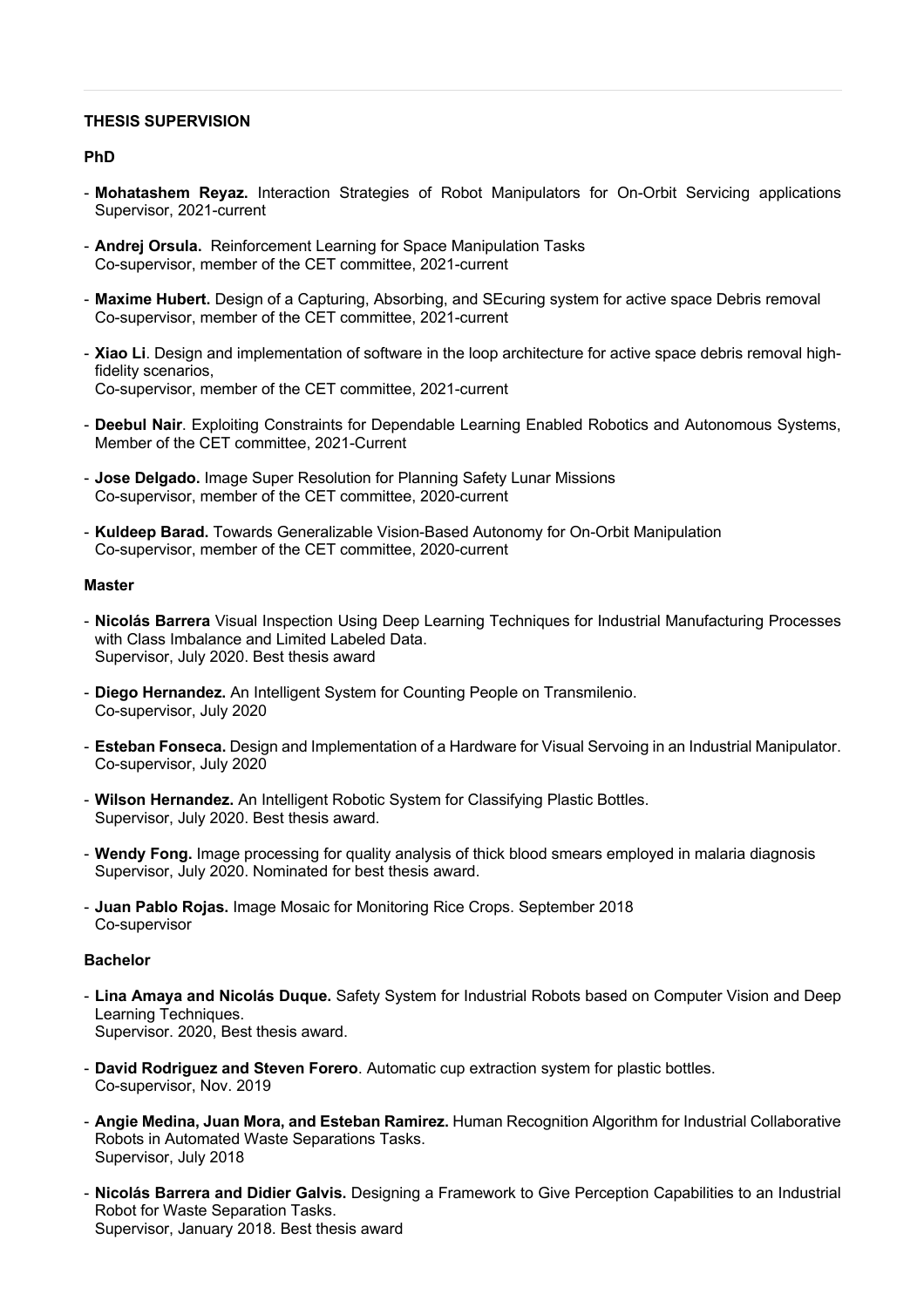## THESIS SUPERVISION

### PhD

- **Mohatashem Reyaz.** Interaction Strategies of Robot Manipulators for On-Orbit Servicing applications
  Supervisor, 2021-current

- **Andrej Orsula.** Reinforcement Learning for Space Manipulation Tasks
  Co-supervisor, member of the CET committee, 2021-current

- **Maxime Hubert.** Design of a Capturing, Absorbing, and SEcuring system for active space Debris removal
  Co-supervisor, member of the CET committee, 2021-current

- **Xiao Li**. Design and implementation of software in the loop architecture for active space debris removal high-fidelity scenarios,
  Co-supervisor, member of the CET committee, 2021-current

- **Deebul Nair**. Exploiting Constraints for Dependable Learning Enabled Robotics and Autonomous Systems,
  Member of the CET committee, 2021-Current

- **Jose Delgado.** Image Super Resolution for Planning Safety Lunar Missions
  Co-supervisor, member of the CET committee, 2020-current

- **Kuldeep Barad.** Towards Generalizable Vision-Based Autonomy for On-Orbit Manipulation
  Co-supervisor, member of the CET committee, 2020-current

### Master

- **Nicolás Barrera** Visual Inspection Using Deep Learning Techniques for Industrial Manufacturing Processes with Class Imbalance and Limited Labeled Data.
  Supervisor, July 2020. Best thesis award

- **Diego Hernandez.** An Intelligent System for Counting People on Transmilenio.
  Co-supervisor, July 2020

- **Esteban Fonseca.** Design and Implementation of a Hardware for Visual Servoing in an Industrial Manipulator.
  Co-supervisor, July 2020

- **Wilson Hernandez.** An Intelligent Robotic System for Classifying Plastic Bottles.
  Supervisor, July 2020. Best thesis award.

- **Wendy Fong.** Image processing for quality analysis of thick blood smears employed in malaria diagnosis
  Supervisor, July 2020. Nominated for best thesis award.

- **Juan Pablo Rojas.** Image Mosaic for Monitoring Rice Crops. September 2018
  Co-supervisor

### Bachelor

- **Lina Amaya and Nicolás Duque.** Safety System for Industrial Robots based on Computer Vision and Deep Learning Techniques.
  Supervisor. 2020, Best thesis award.

- **David Rodriguez and Steven Forero**. Automatic cup extraction system for plastic bottles.
  Co-supervisor, Nov. 2019

- **Angie Medina, Juan Mora, and Esteban Ramirez.** Human Recognition Algorithm for Industrial Collaborative Robots in Automated Waste Separations Tasks.
  Supervisor, July 2018

- **Nicolás Barrera and Didier Galvis.** Designing a Framework to Give Perception Capabilities to an Industrial Robot for Waste Separation Tasks.
  Supervisor, January 2018. Best thesis award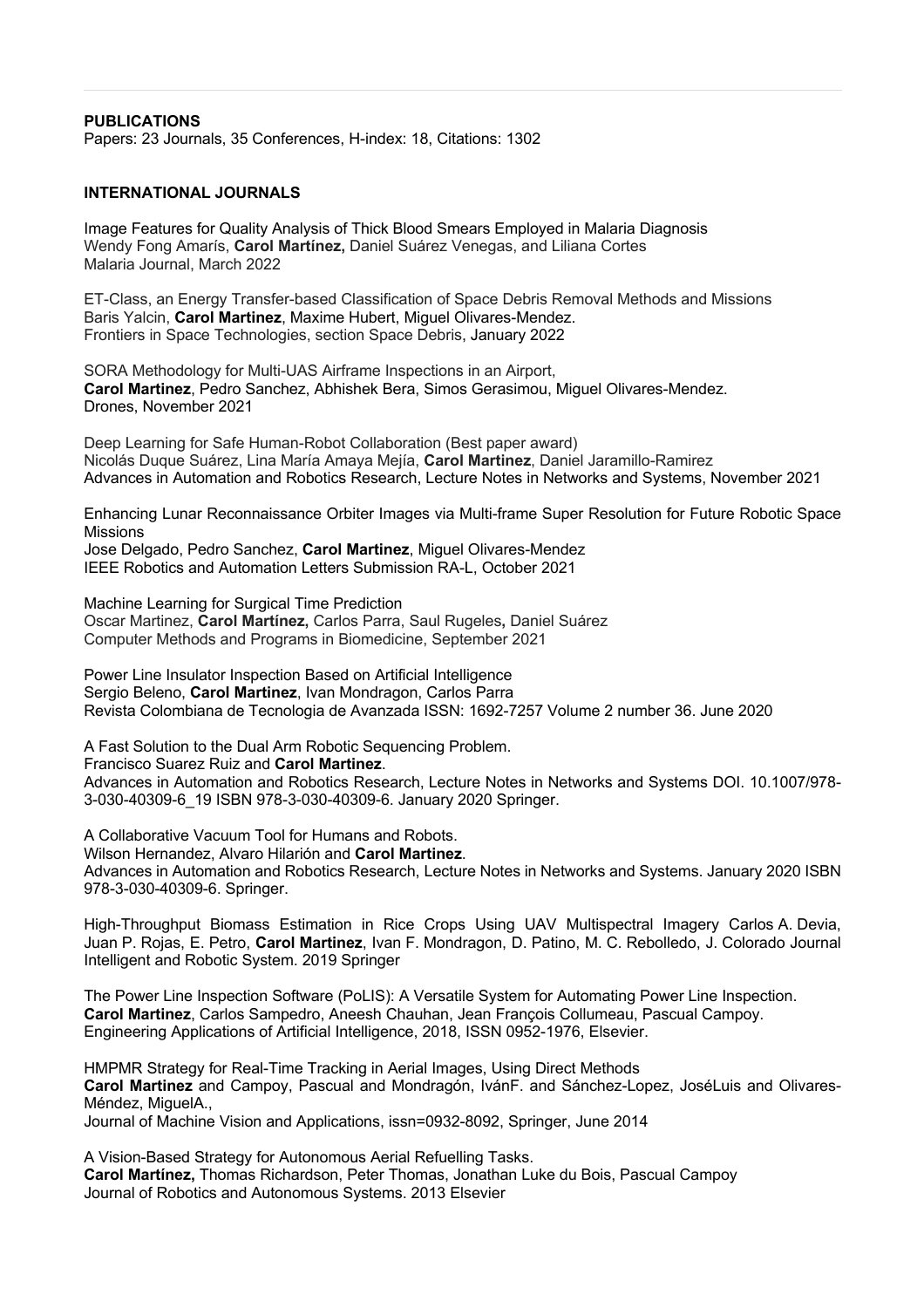**PUBLICATIONS**
Papers: 23 Journals, 35 Conferences, H-index: 18, Citations: 1302

**INTERNATIONAL JOURNALS**

Image Features for Quality Analysis of Thick Blood Smears Employed in Malaria Diagnosis
Wendy Fong Amarís, **Carol Martínez,** Daniel Suárez Venegas, and Liliana Cortes
Malaria Journal, March 2022

ET-Class, an Energy Transfer-based Classification of Space Debris Removal Methods and Missions
Baris Yalcin, **Carol Martinez**, Maxime Hubert, Miguel Olivares-Mendez.
Frontiers in Space Technologies, section Space Debris, January 2022

SORA Methodology for Multi-UAS Airframe Inspections in an Airport,
**Carol Martinez**, Pedro Sanchez, Abhishek Bera, Simos Gerasimou, Miguel Olivares-Mendez.
Drones, November 2021

Deep Learning for Safe Human-Robot Collaboration (Best paper award)
Nicolás Duque Suárez, Lina María Amaya Mejía, **Carol Martinez**, Daniel Jaramillo-Ramirez
Advances in Automation and Robotics Research, Lecture Notes in Networks and Systems, November 2021

Enhancing Lunar Reconnaissance Orbiter Images via Multi-frame Super Resolution for Future Robotic Space Missions
Jose Delgado, Pedro Sanchez, **Carol Martinez**, Miguel Olivares-Mendez
IEEE Robotics and Automation Letters Submission RA-L, October 2021

Machine Learning for Surgical Time Prediction
Oscar Martinez, **Carol Martínez,** Carlos Parra, Saul Rugeles**,** Daniel Suárez
Computer Methods and Programs in Biomedicine, September 2021

Power Line Insulator Inspection Based on Artificial Intelligence
Sergio Beleno, **Carol Martinez**, Ivan Mondragon, Carlos Parra
Revista Colombiana de Tecnologia de Avanzada ISSN: 1692-7257 Volume 2 number 36. June 2020

A Fast Solution to the Dual Arm Robotic Sequencing Problem.
Francisco Suarez Ruiz and **Carol Martinez**.
Advances in Automation and Robotics Research, Lecture Notes in Networks and Systems DOI. 10.1007/978-3-030-40309-6_19 ISBN 978-3-030-40309-6. January 2020 Springer.

A Collaborative Vacuum Tool for Humans and Robots.
Wilson Hernandez, Alvaro Hilarión and **Carol Martinez**.
Advances in Automation and Robotics Research, Lecture Notes in Networks and Systems. January 2020 ISBN 978-3-030-40309-6. Springer.

High-Throughput Biomass Estimation in Rice Crops Using UAV Multispectral Imagery Carlos A. Devia, Juan P. Rojas, E. Petro, **Carol Martinez**, Ivan F. Mondragon, D. Patino, M. C. Rebolledo, J. Colorado Journal Intelligent and Robotic System. 2019 Springer

The Power Line Inspection Software (PoLIS): A Versatile System for Automating Power Line Inspection.
**Carol Martinez**, Carlos Sampedro, Aneesh Chauhan, Jean François Collumeau, Pascual Campoy.
Engineering Applications of Artificial Intelligence, 2018, ISSN 0952-1976, Elsevier.

HMPMR Strategy for Real-Time Tracking in Aerial Images, Using Direct Methods
**Carol Martinez** and Campoy, Pascual and Mondragón, IvánF. and Sánchez-Lopez, JoséLuis and Olivares-Méndez, MiguelA.,
Journal of Machine Vision and Applications, issn=0932-8092, Springer, June 2014

A Vision-Based Strategy for Autonomous Aerial Refuelling Tasks.
**Carol Martínez,** Thomas Richardson, Peter Thomas, Jonathan Luke du Bois, Pascual Campoy
Journal of Robotics and Autonomous Systems. 2013 Elsevier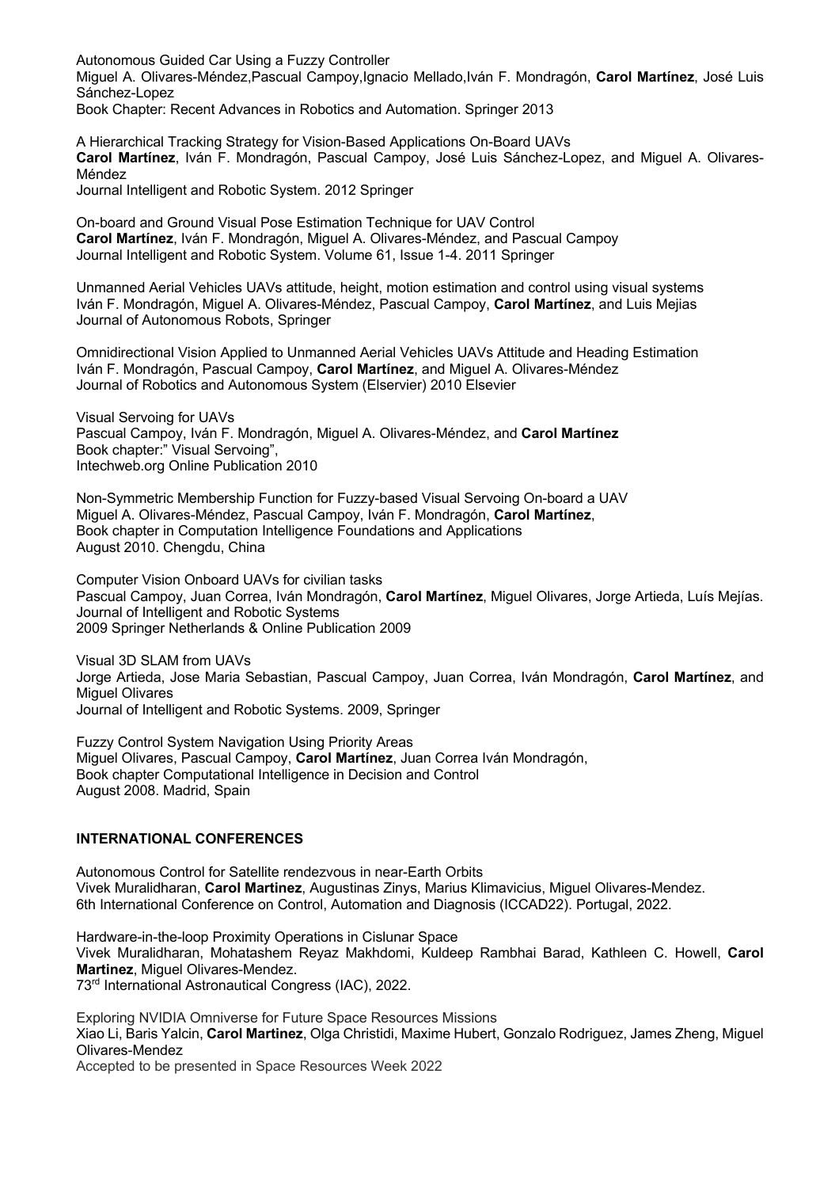Autonomous Guided Car Using a Fuzzy Controller
Miguel A. Olivares-Méndez,Pascual Campoy,Ignacio Mellado,Iván F. Mondragón, **Carol Martínez**, José Luis Sánchez-Lopez
Book Chapter: Recent Advances in Robotics and Automation. Springer 2013

A Hierarchical Tracking Strategy for Vision-Based Applications On-Board UAVs
**Carol Martínez**, Iván F. Mondragón, Pascual Campoy, José Luis Sánchez-Lopez, and Miguel A. Olivares-Méndez
Journal Intelligent and Robotic System. 2012 Springer

On-board and Ground Visual Pose Estimation Technique for UAV Control
**Carol Martínez**, Iván F. Mondragón, Miguel A. Olivares-Méndez, and Pascual Campoy
Journal Intelligent and Robotic System. Volume 61, Issue 1-4. 2011 Springer

Unmanned Aerial Vehicles UAVs attitude, height, motion estimation and control using visual systems
Iván F. Mondragón, Miguel A. Olivares-Méndez, Pascual Campoy, **Carol Martínez**, and Luis Mejias
Journal of Autonomous Robots, Springer

Omnidirectional Vision Applied to Unmanned Aerial Vehicles UAVs Attitude and Heading Estimation
Iván F. Mondragón, Pascual Campoy, **Carol Martínez**, and Miguel A. Olivares-Méndez
Journal of Robotics and Autonomous System (Elservier) 2010 Elsevier

Visual Servoing for UAVs
Pascual Campoy, Iván F. Mondragón, Miguel A. Olivares-Méndez, and **Carol Martínez**
Book chapter:" Visual Servoing",
Intechweb.org Online Publication 2010

Non-Symmetric Membership Function for Fuzzy-based Visual Servoing On-board a UAV
Miguel A. Olivares-Méndez, Pascual Campoy, Iván F. Mondragón, **Carol Martínez**,
Book chapter in Computation Intelligence Foundations and Applications
August 2010. Chengdu, China

Computer Vision Onboard UAVs for civilian tasks
Pascual Campoy, Juan Correa, Iván Mondragón, **Carol Martínez**, Miguel Olivares, Jorge Artieda, Luís Mejías.
Journal of Intelligent and Robotic Systems
2009 Springer Netherlands & Online Publication 2009

Visual 3D SLAM from UAVs
Jorge Artieda, Jose Maria Sebastian, Pascual Campoy, Juan Correa, Iván Mondragón, **Carol Martínez**, and Miguel Olivares
Journal of Intelligent and Robotic Systems. 2009, Springer

Fuzzy Control System Navigation Using Priority Areas
Miguel Olivares, Pascual Campoy, **Carol Martínez**, Juan Correa Iván Mondragón,
Book chapter Computational Intelligence in Decision and Control
August 2008. Madrid, Spain

## INTERNATIONAL CONFERENCES

Autonomous Control for Satellite rendezvous in near-Earth Orbits
Vivek Muralidharan, **Carol Martinez**, Augustinas Zinys, Marius Klimavicius, Miguel Olivares-Mendez.
6th International Conference on Control, Automation and Diagnosis (ICCAD22). Portugal, 2022.

Hardware-in-the-loop Proximity Operations in Cislunar Space
Vivek Muralidharan, Mohatashem Reyaz Makhdomi, Kuldeep Rambhai Barad, Kathleen C. Howell, **Carol Martinez**, Miguel Olivares-Mendez.
73rd International Astronautical Congress (IAC), 2022.

Exploring NVIDIA Omniverse for Future Space Resources Missions
Xiao Li, Baris Yalcin, **Carol Martinez**, Olga Christidi, Maxime Hubert, Gonzalo Rodriguez, James Zheng, Miguel Olivares-Mendez
Accepted to be presented in Space Resources Week 2022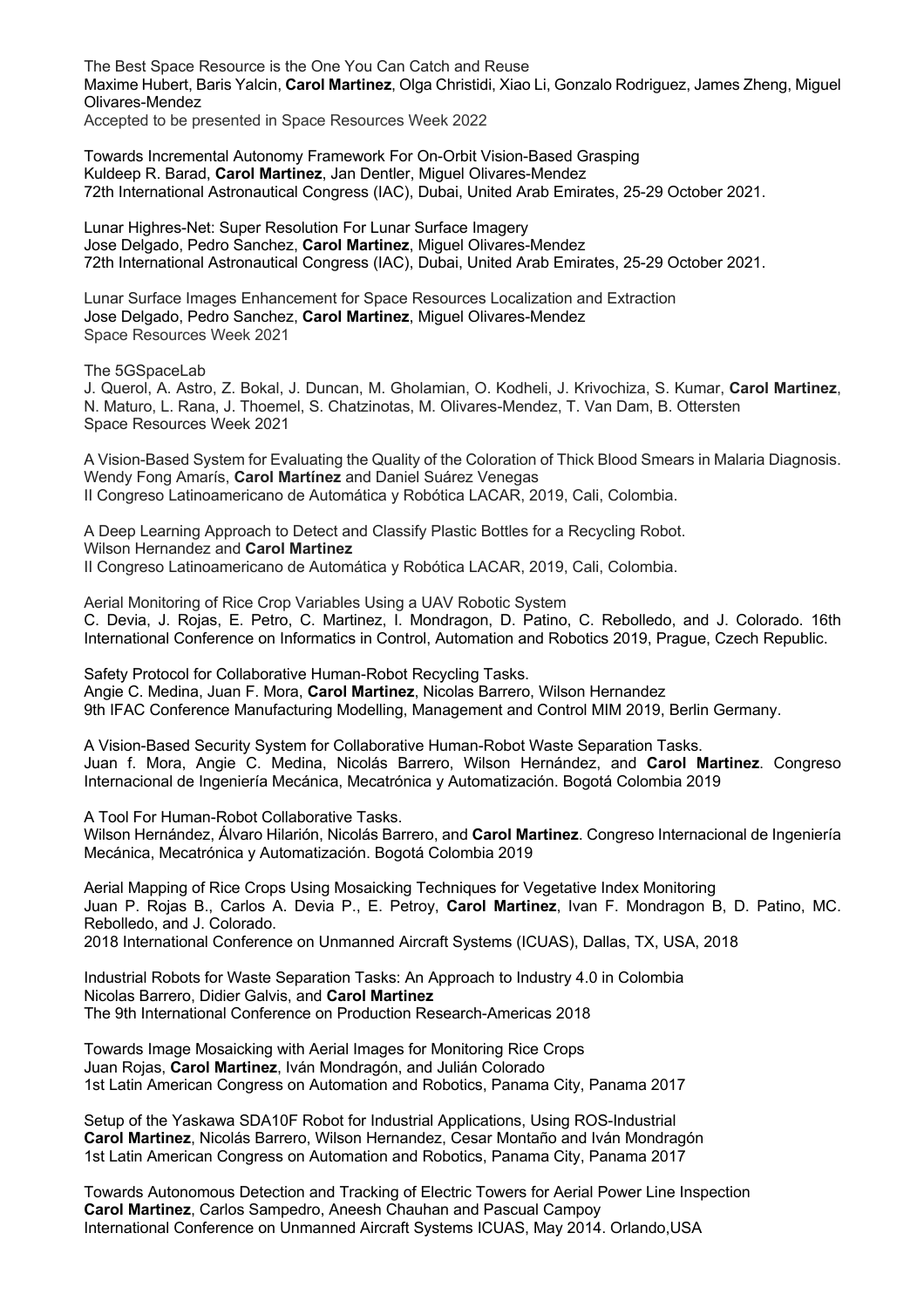The Best Space Resource is the One You Can Catch and Reuse
Maxime Hubert, Baris Yalcin, **Carol Martinez**, Olga Christidi, Xiao Li, Gonzalo Rodriguez, James Zheng, Miguel Olivares-Mendez
Accepted to be presented in Space Resources Week 2022

Towards Incremental Autonomy Framework For On-Orbit Vision-Based Grasping
Kuldeep R. Barad, **Carol Martinez**, Jan Dentler, Miguel Olivares-Mendez
72th International Astronautical Congress (IAC), Dubai, United Arab Emirates, 25-29 October 2021.

Lunar Highres-Net: Super Resolution For Lunar Surface Imagery
Jose Delgado, Pedro Sanchez, **Carol Martinez**, Miguel Olivares-Mendez
72th International Astronautical Congress (IAC), Dubai, United Arab Emirates, 25-29 October 2021.

Lunar Surface Images Enhancement for Space Resources Localization and Extraction
Jose Delgado, Pedro Sanchez, **Carol Martinez**, Miguel Olivares-Mendez
Space Resources Week 2021

The 5GSpaceLab
J. Querol, A. Astro, Z. Bokal, J. Duncan, M. Gholamian, O. Kodheli, J. Krivochiza, S. Kumar, **Carol Martinez**, N. Maturo, L. Rana, J. Thoemel, S. Chatzinotas, M. Olivares-Mendez, T. Van Dam, B. Ottersten
Space Resources Week 2021

A Vision-Based System for Evaluating the Quality of the Coloration of Thick Blood Smears in Malaria Diagnosis.
Wendy Fong Amarís, **Carol Martínez** and Daniel Suárez Venegas
II Congreso Latinoamericano de Automática y Robótica LACAR, 2019, Cali, Colombia.

A Deep Learning Approach to Detect and Classify Plastic Bottles for a Recycling Robot.
Wilson Hernandez and **Carol Martinez**
II Congreso Latinoamericano de Automática y Robótica LACAR, 2019, Cali, Colombia.

Aerial Monitoring of Rice Crop Variables Using a UAV Robotic System
C. Devia, J. Rojas, E. Petro, C. Martinez, I. Mondragon, D. Patino, C. Rebolledo, and J. Colorado. 16th International Conference on Informatics in Control, Automation and Robotics 2019, Prague, Czech Republic.

Safety Protocol for Collaborative Human-Robot Recycling Tasks.
Angie C. Medina, Juan F. Mora, **Carol Martinez**, Nicolas Barrero, Wilson Hernandez
9th IFAC Conference Manufacturing Modelling, Management and Control MIM 2019, Berlin Germany.

A Vision-Based Security System for Collaborative Human-Robot Waste Separation Tasks.
Juan f. Mora, Angie C. Medina, Nicolás Barrero, Wilson Hernández, and **Carol Martinez**. Congreso Internacional de Ingeniería Mecánica, Mecatrónica y Automatización. Bogotá Colombia 2019

A Tool For Human-Robot Collaborative Tasks.
Wilson Hernández, Álvaro Hilarión, Nicolás Barrero, and **Carol Martinez**. Congreso Internacional de Ingeniería Mecánica, Mecatrónica y Automatización. Bogotá Colombia 2019

Aerial Mapping of Rice Crops Using Mosaicking Techniques for Vegetative Index Monitoring
Juan P. Rojas B., Carlos A. Devia P., E. Petroy, **Carol Martinez**, Ivan F. Mondragon B, D. Patino, MC. Rebolledo, and J. Colorado.
2018 International Conference on Unmanned Aircraft Systems (ICUAS), Dallas, TX, USA, 2018

Industrial Robots for Waste Separation Tasks: An Approach to Industry 4.0 in Colombia
Nicolas Barrero, Didier Galvis, and **Carol Martinez**
The 9th International Conference on Production Research-Americas 2018

Towards Image Mosaicking with Aerial Images for Monitoring Rice Crops
Juan Rojas, **Carol Martinez**, Iván Mondragón, and Julián Colorado
1st Latin American Congress on Automation and Robotics, Panama City, Panama 2017

Setup of the Yaskawa SDA10F Robot for Industrial Applications, Using ROS-Industrial
**Carol Martinez**, Nicolás Barrero, Wilson Hernandez, Cesar Montaño and Iván Mondragón
1st Latin American Congress on Automation and Robotics, Panama City, Panama 2017

Towards Autonomous Detection and Tracking of Electric Towers for Aerial Power Line Inspection
**Carol Martinez**, Carlos Sampedro, Aneesh Chauhan and Pascual Campoy
International Conference on Unmanned Aircraft Systems ICUAS, May 2014. Orlando,USA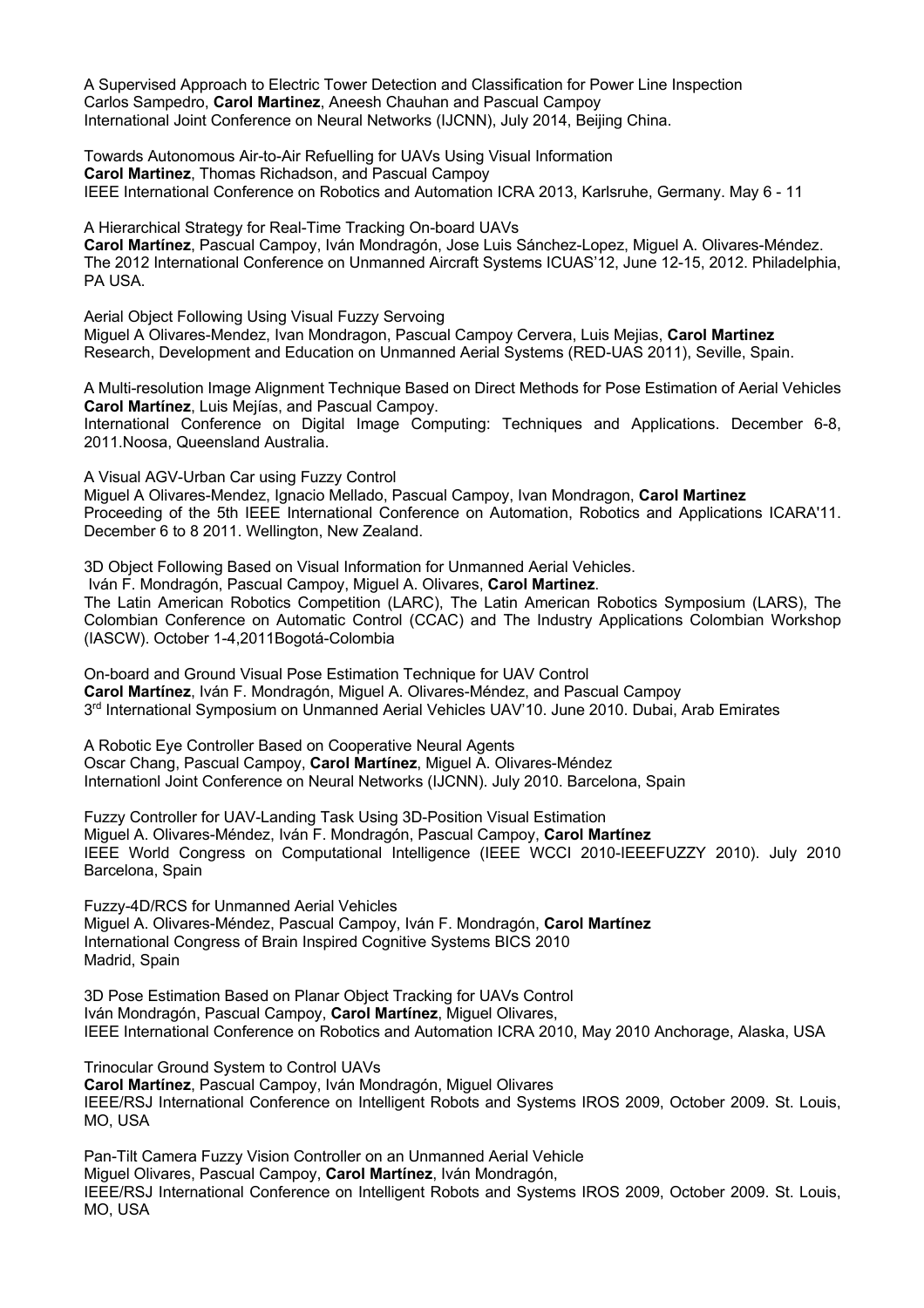A Supervised Approach to Electric Tower Detection and Classification for Power Line Inspection
Carlos Sampedro, **Carol Martinez**, Aneesh Chauhan and Pascual Campoy
International Joint Conference on Neural Networks (IJCNN), July 2014, Beijing China.

Towards Autonomous Air-to-Air Refuelling for UAVs Using Visual Information
**Carol Martinez**, Thomas Richadson, and Pascual Campoy
IEEE International Conference on Robotics and Automation ICRA 2013, Karlsruhe, Germany. May 6 - 11

A Hierarchical Strategy for Real-Time Tracking On-board UAVs
**Carol Martínez**, Pascual Campoy, Iván Mondragón, Jose Luis Sánchez-Lopez, Miguel A. Olivares-Méndez.
The 2012 International Conference on Unmanned Aircraft Systems ICUAS'12, June 12-15, 2012. Philadelphia, PA USA.

Aerial Object Following Using Visual Fuzzy Servoing
Miguel A Olivares-Mendez, Ivan Mondragon, Pascual Campoy Cervera, Luis Mejias, **Carol Martinez**
Research, Development and Education on Unmanned Aerial Systems (RED-UAS 2011), Seville, Spain.

A Multi-resolution Image Alignment Technique Based on Direct Methods for Pose Estimation of Aerial Vehicles
**Carol Martínez**, Luis Mejías, and Pascual Campoy.
International Conference on Digital Image Computing: Techniques and Applications. December 6-8, 2011.Noosa, Queensland Australia.

A Visual AGV-Urban Car using Fuzzy Control
Miguel A Olivares-Mendez, Ignacio Mellado, Pascual Campoy, Ivan Mondragon, **Carol Martinez**
Proceeding of the 5th IEEE International Conference on Automation, Robotics and Applications ICARA'11. December 6 to 8 2011. Wellington, New Zealand.

3D Object Following Based on Visual Information for Unmanned Aerial Vehicles.
Iván F. Mondragón, Pascual Campoy, Miguel A. Olivares, **Carol Martinez**.
The Latin American Robotics Competition (LARC), The Latin American Robotics Symposium (LARS), The Colombian Conference on Automatic Control (CCAC) and The Industry Applications Colombian Workshop (IASCW). October 1-4,2011Bogotá-Colombia

On-board and Ground Visual Pose Estimation Technique for UAV Control
**Carol Martínez**, Iván F. Mondragón, Miguel A. Olivares-Méndez, and Pascual Campoy
3rd International Symposium on Unmanned Aerial Vehicles UAV'10. June 2010. Dubai, Arab Emirates

A Robotic Eye Controller Based on Cooperative Neural Agents
Oscar Chang, Pascual Campoy, **Carol Martínez**, Miguel A. Olivares-Méndez
Internationl Joint Conference on Neural Networks (IJCNN). July 2010. Barcelona, Spain

Fuzzy Controller for UAV-Landing Task Using 3D-Position Visual Estimation
Miguel A. Olivares-Méndez, Iván F. Mondragón, Pascual Campoy, **Carol Martínez**
IEEE World Congress on Computational Intelligence (IEEE WCCI 2010-IEEEFUZZY 2010). July 2010 Barcelona, Spain

Fuzzy-4D/RCS for Unmanned Aerial Vehicles
Miguel A. Olivares-Méndez, Pascual Campoy, Iván F. Mondragón, **Carol Martínez**
International Congress of Brain Inspired Cognitive Systems BICS 2010
Madrid, Spain

3D Pose Estimation Based on Planar Object Tracking for UAVs Control
Iván Mondragón, Pascual Campoy, **Carol Martínez**, Miguel Olivares,
IEEE International Conference on Robotics and Automation ICRA 2010, May 2010 Anchorage, Alaska, USA

Trinocular Ground System to Control UAVs
**Carol Martínez**, Pascual Campoy, Iván Mondragón, Miguel Olivares
IEEE/RSJ International Conference on Intelligent Robots and Systems IROS 2009, October 2009. St. Louis, MO, USA

Pan-Tilt Camera Fuzzy Vision Controller on an Unmanned Aerial Vehicle
Miguel Olivares, Pascual Campoy, **Carol Martínez**, Iván Mondragón,
IEEE/RSJ International Conference on Intelligent Robots and Systems IROS 2009, October 2009. St. Louis, MO, USA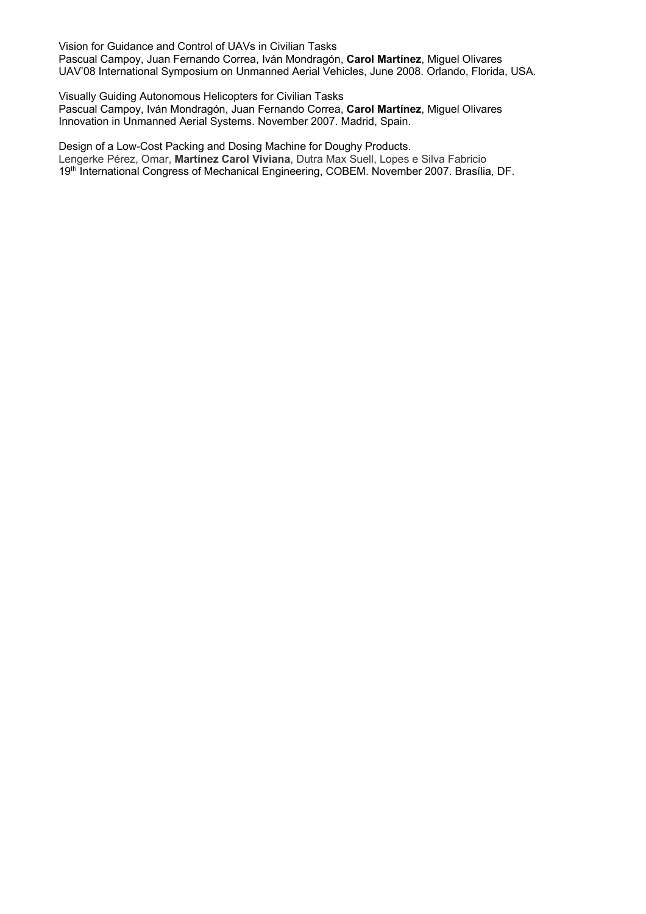Vision for Guidance and Control of UAVs in Civilian Tasks
Pascual Campoy, Juan Fernando Correa, Iván Mondragón, **Carol Martínez**, Miguel Olivares
UAV'08 International Symposium on Unmanned Aerial Vehicles, June 2008. Orlando, Florida, USA.

Visually Guiding Autonomous Helicopters for Civilian Tasks
Pascual Campoy, Iván Mondragón, Juan Fernando Correa, **Carol Martínez**, Miguel Olivares
Innovation in Unmanned Aerial Systems. November 2007. Madrid, Spain.

Design of a Low-Cost Packing and Dosing Machine for Doughy Products.
Lengerke Pérez, Omar, **Martínez Carol Viviana**, Dutra Max Suell, Lopes e Silva Fabricio
19th International Congress of Mechanical Engineering, COBEM. November 2007. Brasília, DF.